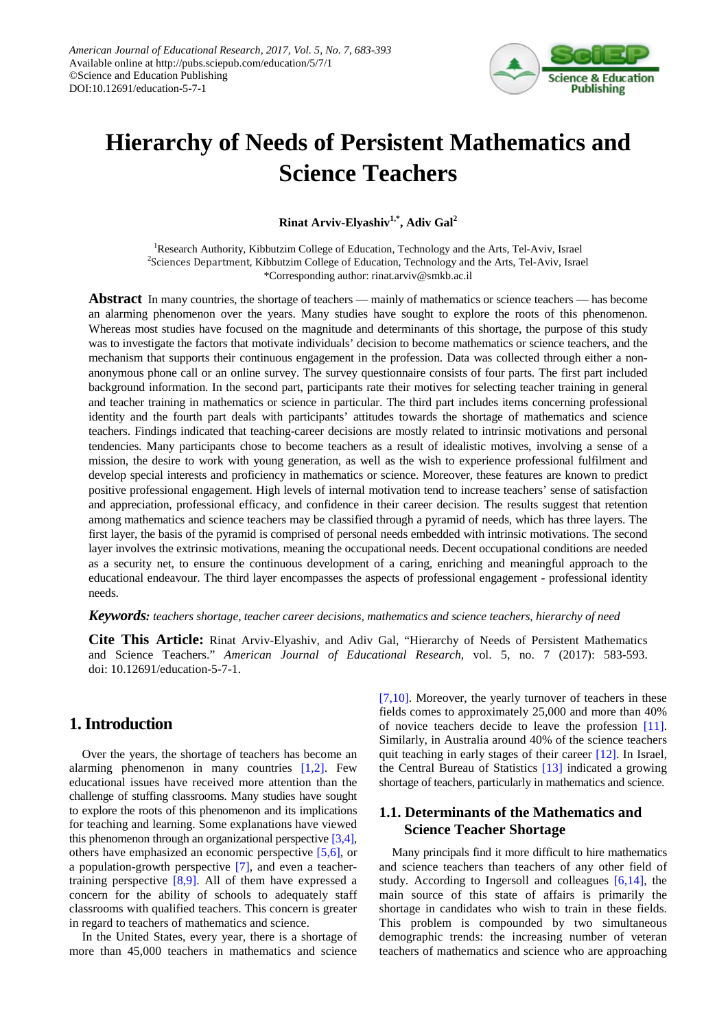# Hierarchy of Needs of Persistent Mathematics and Science Teachers

**Rinat Arviv-Elyashiv[1,*], Adiv Gal[2]**

[1]Research Authority, Kibbutzim College of Education, Technology and the Arts, Tel-Aviv, Israel
[2]Sciences Department, Kibbutzim College of Education, Technology and the Arts, Tel-Aviv, Israel
*Corresponding author: rinat.arviv@smkb.ac.il

**Abstract** In many countries, the shortage of teachers — mainly of mathematics or science teachers — has become an alarming phenomenon over the years. Many studies have sought to explore the roots of this phenomenon. Whereas most studies have focused on the magnitude and determinants of this shortage, the purpose of this study was to investigate the factors that motivate individuals' decision to become mathematics or science teachers, and the mechanism that supports their continuous engagement in the profession. Data was collected through either a non-anonymous phone call or an online survey. The survey questionnaire consists of four parts. The first part included background information. In the second part, participants rate their motives for selecting teacher training in general and teacher training in mathematics or science in particular. The third part includes items concerning professional identity and the fourth part deals with participants' attitudes towards the shortage of mathematics and science teachers. Findings indicated that teaching-career decisions are mostly related to intrinsic motivations and personal tendencies. Many participants chose to become teachers as a result of idealistic motives, involving a sense of a mission, the desire to work with young generation, as well as the wish to experience professional fulfilment and develop special interests and proficiency in mathematics or science. Moreover, these features are known to predict positive professional engagement. High levels of internal motivation tend to increase teachers' sense of satisfaction and appreciation, professional efficacy, and confidence in their career decision. The results suggest that retention among mathematics and science teachers may be classified through a pyramid of needs, which has three layers. The first layer, the basis of the pyramid is comprised of personal needs embedded with intrinsic motivations. The second layer involves the extrinsic motivations, meaning the occupational needs. Decent occupational conditions are needed as a security net, to ensure the continuous development of a caring, enriching and meaningful approach to the educational endeavour. The third layer encompasses the aspects of professional engagement - professional identity needs.

***Keywords:*** *teachers shortage, teacher career decisions, mathematics and science teachers, hierarchy of need*

**Cite This Article:** Rinat Arviv-Elyashiv, and Adiv Gal, "Hierarchy of Needs of Persistent Mathematics and Science Teachers." *American Journal of Educational Research*, vol. 5, no. 7 (2017): 583-593. doi: 10.12691/education-5-7-1.

## 1. Introduction

Over the years, the shortage of teachers has become an alarming phenomenon in many countries [1,2]. Few educational issues have received more attention than the challenge of stuffing classrooms. Many studies have sought to explore the roots of this phenomenon and its implications for teaching and learning. Some explanations have viewed this phenomenon through an organizational perspective [3,4], others have emphasized an economic perspective [5,6], or a population-growth perspective [7], and even a teacher-training perspective [8,9]. All of them have expressed a concern for the ability of schools to adequately staff classrooms with qualified teachers. This concern is greater in regard to teachers of mathematics and science.

In the United States, every year, there is a shortage of more than 45,000 teachers in mathematics and science [7,10]. Moreover, the yearly turnover of teachers in these fields comes to approximately 25,000 and more than 40% of novice teachers decide to leave the profession [11]. Similarly, in Australia around 40% of the science teachers quit teaching in early stages of their career [12]. In Israel, the Central Bureau of Statistics [13] indicated a growing shortage of teachers, particularly in mathematics and science.

### 1.1. Determinants of the Mathematics and Science Teacher Shortage

Many principals find it more difficult to hire mathematics and science teachers than teachers of any other field of study. According to Ingersoll and colleagues [6,14], the main source of this state of affairs is primarily the shortage in candidates who wish to train in these fields. This problem is compounded by two simultaneous demographic trends: the increasing number of veteran teachers of mathematics and science who are approaching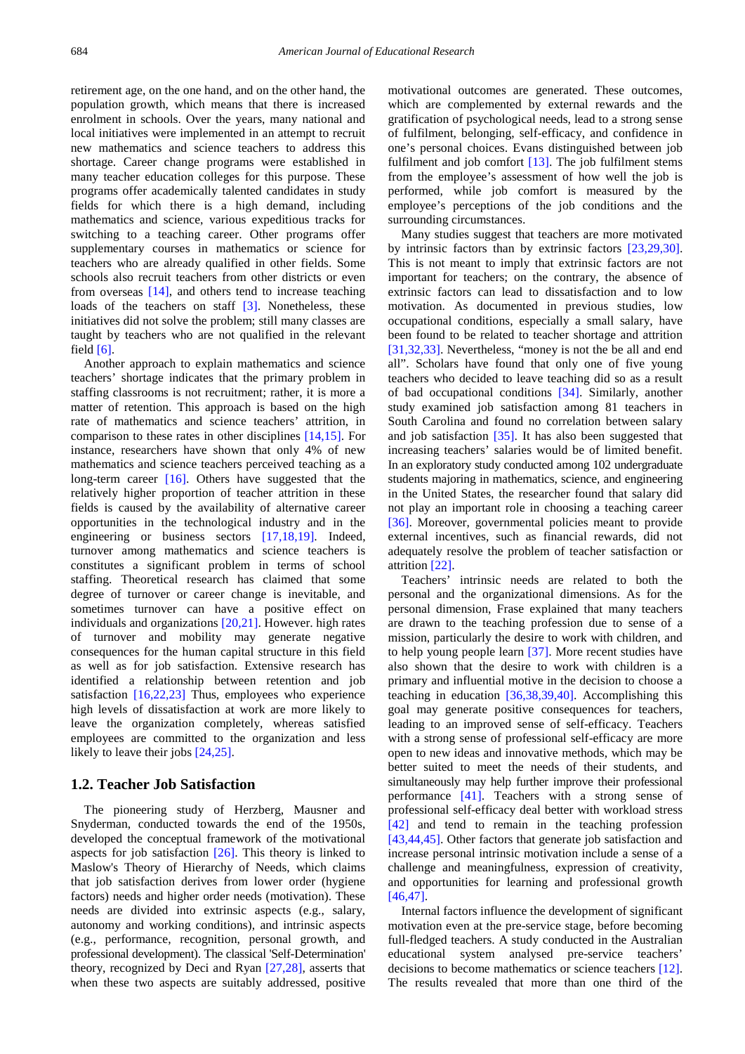retirement age, on the one hand, and on the other hand, the population growth, which means that there is increased enrolment in schools. Over the years, many national and local initiatives were implemented in an attempt to recruit new mathematics and science teachers to address this shortage. Career change programs were established in many teacher education colleges for this purpose. These programs offer academically talented candidates in study fields for which there is a high demand, including mathematics and science, various expeditious tracks for switching to a teaching career. Other programs offer supplementary courses in mathematics or science for teachers who are already qualified in other fields. Some schools also recruit teachers from other districts or even from overseas [14], and others tend to increase teaching loads of the teachers on staff [3]. Nonetheless, these initiatives did not solve the problem; still many classes are taught by teachers who are not qualified in the relevant field [6].

Another approach to explain mathematics and science teachers' shortage indicates that the primary problem in staffing classrooms is not recruitment; rather, it is more a matter of retention. This approach is based on the high rate of mathematics and science teachers' attrition, in comparison to these rates in other disciplines [14,15]. For instance, researchers have shown that only 4% of new mathematics and science teachers perceived teaching as a long-term career [16]. Others have suggested that the relatively higher proportion of teacher attrition in these fields is caused by the availability of alternative career opportunities in the technological industry and in the engineering or business sectors [17,18,19]. Indeed, turnover among mathematics and science teachers is constitutes a significant problem in terms of school staffing. Theoretical research has claimed that some degree of turnover or career change is inevitable, and sometimes turnover can have a positive effect on individuals and organizations [20,21]. However. high rates of turnover and mobility may generate negative consequences for the human capital structure in this field as well as for job satisfaction. Extensive research has identified a relationship between retention and job satisfaction [16,22,23] Thus, employees who experience high levels of dissatisfaction at work are more likely to leave the organization completely, whereas satisfied employees are committed to the organization and less likely to leave their jobs [24,25].

## 1.2. Teacher Job Satisfaction

The pioneering study of Herzberg, Mausner and Snyderman, conducted towards the end of the 1950s, developed the conceptual framework of the motivational aspects for job satisfaction [26]. This theory is linked to Maslow's Theory of Hierarchy of Needs, which claims that job satisfaction derives from lower order (hygiene factors) needs and higher order needs (motivation). These needs are divided into extrinsic aspects (e.g., salary, autonomy and working conditions), and intrinsic aspects (e.g., performance, recognition, personal growth, and professional development). The classical 'Self-Determination' theory, recognized by Deci and Ryan [27,28], asserts that when these two aspects are suitably addressed, positive motivational outcomes are generated. These outcomes, which are complemented by external rewards and the gratification of psychological needs, lead to a strong sense of fulfilment, belonging, self-efficacy, and confidence in one's personal choices. Evans distinguished between job fulfilment and job comfort [13]. The job fulfilment stems from the employee's assessment of how well the job is performed, while job comfort is measured by the employee's perceptions of the job conditions and the surrounding circumstances.

Many studies suggest that teachers are more motivated by intrinsic factors than by extrinsic factors [23,29,30]. This is not meant to imply that extrinsic factors are not important for teachers; on the contrary, the absence of extrinsic factors can lead to dissatisfaction and to low motivation. As documented in previous studies, low occupational conditions, especially a small salary, have been found to be related to teacher shortage and attrition [31,32,33]. Nevertheless, "money is not the be all and end all". Scholars have found that only one of five young teachers who decided to leave teaching did so as a result of bad occupational conditions [34]. Similarly, another study examined job satisfaction among 81 teachers in South Carolina and found no correlation between salary and job satisfaction [35]. It has also been suggested that increasing teachers' salaries would be of limited benefit. In an exploratory study conducted among 102 undergraduate students majoring in mathematics, science, and engineering in the United States, the researcher found that salary did not play an important role in choosing a teaching career [36]. Moreover, governmental policies meant to provide external incentives, such as financial rewards, did not adequately resolve the problem of teacher satisfaction or attrition [22].

Teachers' intrinsic needs are related to both the personal and the organizational dimensions. As for the personal dimension, Frase explained that many teachers are drawn to the teaching profession due to sense of a mission, particularly the desire to work with children, and to help young people learn [37]. More recent studies have also shown that the desire to work with children is a primary and influential motive in the decision to choose a teaching in education [36,38,39,40]. Accomplishing this goal may generate positive consequences for teachers, leading to an improved sense of self-efficacy. Teachers with a strong sense of professional self-efficacy are more open to new ideas and innovative methods, which may be better suited to meet the needs of their students, and simultaneously may help further improve their professional performance [41]. Teachers with a strong sense of professional self-efficacy deal better with workload stress [42] and tend to remain in the teaching profession [43,44,45]. Other factors that generate job satisfaction and increase personal intrinsic motivation include a sense of a challenge and meaningfulness, expression of creativity, and opportunities for learning and professional growth [46,47].

Internal factors influence the development of significant motivation even at the pre-service stage, before becoming full-fledged teachers. A study conducted in the Australian educational system analysed pre-service teachers' decisions to become mathematics or science teachers [12]. The results revealed that more than one third of the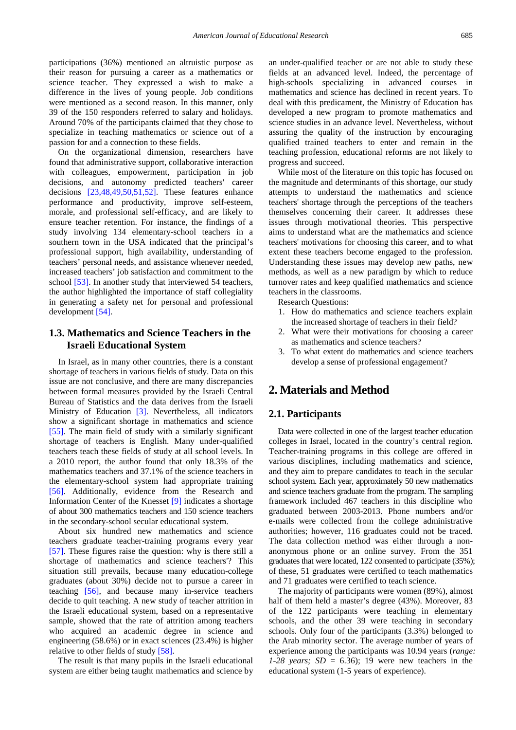participations (36%) mentioned an altruistic purpose as their reason for pursuing a career as a mathematics or science teacher. They expressed a wish to make a difference in the lives of young people. Job conditions were mentioned as a second reason. In this manner, only 39 of the 150 responders referred to salary and holidays. Around 70% of the participants claimed that they chose to specialize in teaching mathematics or science out of a passion for and a connection to these fields.

On the organizational dimension, researchers have found that administrative support, collaborative interaction with colleagues, empowerment, participation in job decisions, and autonomy predicted teachers' career decisions [23,48,49,50,51,52]. These features enhance performance and productivity, improve self-esteem, morale, and professional self-efficacy, and are likely to ensure teacher retention. For instance, the findings of a study involving 134 elementary-school teachers in a southern town in the USA indicated that the principal's professional support, high availability, understanding of teachers' personal needs, and assistance whenever needed, increased teachers' job satisfaction and commitment to the school [53]. In another study that interviewed 54 teachers, the author highlighted the importance of staff collegiality in generating a safety net for personal and professional development [54].

### 1.3. Mathematics and Science Teachers in the Israeli Educational System

In Israel, as in many other countries, there is a constant shortage of teachers in various fields of study. Data on this issue are not conclusive, and there are many discrepancies between formal measures provided by the Israeli Central Bureau of Statistics and the data derives from the Israeli Ministry of Education [3]. Nevertheless, all indicators show a significant shortage in mathematics and science [55]. The main field of study with a similarly significant shortage of teachers is English. Many under-qualified teachers teach these fields of study at all school levels. In a 2010 report, the author found that only 18.3% of the mathematics teachers and 37.1% of the science teachers in the elementary-school system had appropriate training [56]. Additionally, evidence from the Research and Information Center of the Knesset [9] indicates a shortage of about 300 mathematics teachers and 150 science teachers in the secondary-school secular educational system.

About six hundred new mathematics and science teachers graduate teacher-training programs every year [57]. These figures raise the question: why is there still a shortage of mathematics and science teachers'? This situation still prevails, because many education-college graduates (about 30%) decide not to pursue a career in teaching [56], and because many in-service teachers decide to quit teaching. A new study of teacher attrition in the Israeli educational system, based on a representative sample, showed that the rate of attrition among teachers who acquired an academic degree in science and engineering (58.6%) or in exact sciences (23.4%) is higher relative to other fields of study [58].

The result is that many pupils in the Israeli educational system are either being taught mathematics and science by an under-qualified teacher or are not able to study these fields at an advanced level. Indeed, the percentage of high-schools specializing in advanced courses in mathematics and science has declined in recent years. To deal with this predicament, the Ministry of Education has developed a new program to promote mathematics and science studies in an advance level. Nevertheless, without assuring the quality of the instruction by encouraging qualified trained teachers to enter and remain in the teaching profession, educational reforms are not likely to progress and succeed.

While most of the literature on this topic has focused on the magnitude and determinants of this shortage, our study attempts to understand the mathematics and science teachers' shortage through the perceptions of the teachers themselves concerning their career. It addresses these issues through motivational theories. This perspective aims to understand what are the mathematics and science teachers' motivations for choosing this career, and to what extent these teachers become engaged to the profession. Understanding these issues may develop new paths, new methods, as well as a new paradigm by which to reduce turnover rates and keep qualified mathematics and science teachers in the classrooms.

Research Questions:

1. How do mathematics and science teachers explain the increased shortage of teachers in their field?
2. What were their motivations for choosing a career as mathematics and science teachers?
3. To what extent do mathematics and science teachers develop a sense of professional engagement?

## 2. Materials and Method

### 2.1. Participants

Data were collected in one of the largest teacher education colleges in Israel, located in the country's central region. Teacher-training programs in this college are offered in various disciplines, including mathematics and science, and they aim to prepare candidates to teach in the secular school system. Each year, approximately 50 new mathematics and science teachers graduate from the program. The sampling framework included 467 teachers in this discipline who graduated between 2003-2013. Phone numbers and/or e-mails were collected from the college administrative authorities; however, 116 graduates could not be traced. The data collection method was either through a non-anonymous phone or an online survey. From the 351 graduates that were located, 122 consented to participate (35%); of these, 51 graduates were certified to teach mathematics and 71 graduates were certified to teach science.

The majority of participants were women (89%), almost half of them held a master's degree (43%). Moreover, 83 of the 122 participants were teaching in elementary schools, and the other 39 were teaching in secondary schools. Only four of the participants (3.3%) belonged to the Arab minority sector. The average number of years of experience among the participants was 10.94 years (*range: 1-28 years; SD* = 6.36); 19 were new teachers in the educational system (1-5 years of experience).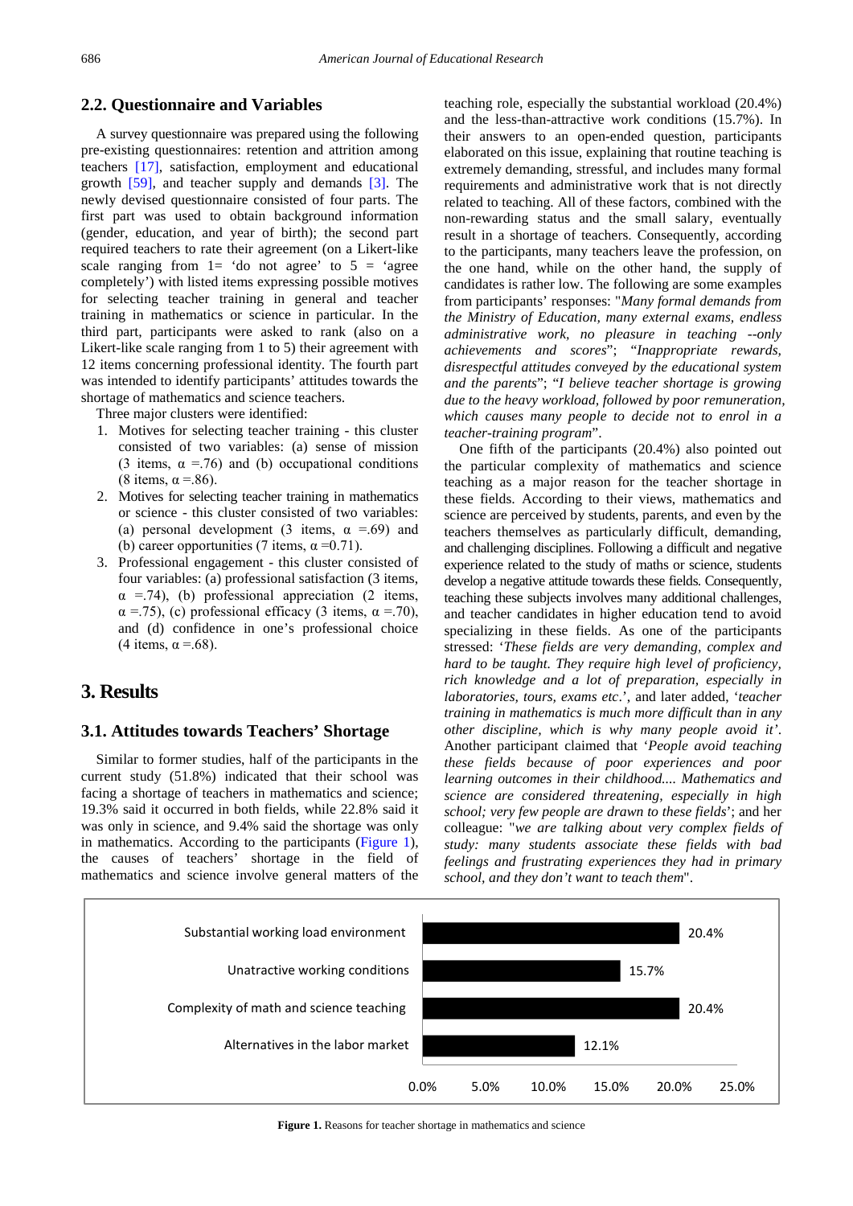### 2.2. Questionnaire and Variables

A survey questionnaire was prepared using the following pre-existing questionnaires: retention and attrition among teachers [17], satisfaction, employment and educational growth [59], and teacher supply and demands [3]. The newly devised questionnaire consisted of four parts. The first part was used to obtain background information (gender, education, and year of birth); the second part required teachers to rate their agreement (on a Likert-like scale ranging from 1= 'do not agree' to 5 = 'agree completely') with listed items expressing possible motives for selecting teacher training in general and teacher training in mathematics or science in particular. In the third part, participants were asked to rank (also on a Likert-like scale ranging from 1 to 5) their agreement with 12 items concerning professional identity. The fourth part was intended to identify participants' attitudes towards the shortage of mathematics and science teachers.

Three major clusters were identified:

1. Motives for selecting teacher training - this cluster consisted of two variables: (a) sense of mission (3 items, $\alpha$ =.76) and (b) occupational conditions (8 items, $\alpha$ =.86).
2. Motives for selecting teacher training in mathematics or science - this cluster consisted of two variables: (a) personal development (3 items, $\alpha$ =.69) and (b) career opportunities (7 items, $\alpha$ =0.71).
3. Professional engagement - this cluster consisted of four variables: (a) professional satisfaction (3 items, $\alpha$ =.74), (b) professional appreciation (2 items, $\alpha$ =.75), (c) professional efficacy (3 items, $\alpha$ =.70), and (d) confidence in one's professional choice (4 items, $\alpha$ =.68).

## 3. Results

### 3.1. Attitudes towards Teachers' Shortage

Similar to former studies, half of the participants in the current study (51.8%) indicated that their school was facing a shortage of teachers in mathematics and science; 19.3% said it occurred in both fields, while 22.8% said it was only in science, and 9.4% said the shortage was only in mathematics. According to the participants (Figure 1), the causes of teachers' shortage in the field of mathematics and science involve general matters of the teaching role, especially the substantial workload (20.4%) and the less-than-attractive work conditions (15.7%). In their answers to an open-ended question, participants elaborated on this issue, explaining that routine teaching is extremely demanding, stressful, and includes many formal requirements and administrative work that is not directly related to teaching. All of these factors, combined with the non-rewarding status and the small salary, eventually result in a shortage of teachers. Consequently, according to the participants, many teachers leave the profession, on the one hand, while on the other hand, the supply of candidates is rather low. The following are some examples from participants' responses: "*Many formal demands from the Ministry of Education, many external exams, endless administrative work, no pleasure in teaching --only achievements and scores*"; "*Inappropriate rewards, disrespectful attitudes conveyed by the educational system and the parents*"; "*I believe teacher shortage is growing due to the heavy workload, followed by poor remuneration, which causes many people to decide not to enrol in a teacher-training program*".

One fifth of the participants (20.4%) also pointed out the particular complexity of mathematics and science teaching as a major reason for the teacher shortage in these fields. According to their views, mathematics and science are perceived by students, parents, and even by the teachers themselves as particularly difficult, demanding, and challenging disciplines. Following a difficult and negative experience related to the study of maths or science, students develop a negative attitude towards these fields. Consequently, teaching these subjects involves many additional challenges, and teacher candidates in higher education tend to avoid specializing in these fields. As one of the participants stressed: '*These fields are very demanding, complex and hard to be taught. They require high level of proficiency, rich knowledge and a lot of preparation, especially in laboratories, tours, exams etc*.', and later added, '*teacher training in mathematics is much more difficult than in any other discipline, which is why many people avoid it*'. Another participant claimed that '*People avoid teaching these fields because of poor experiences and poor learning outcomes in their childhood.... Mathematics and science are considered threatening, especially in high school; very few people are drawn to these fields*'; and her colleague: "*we are talking about very complex fields of study: many students associate these fields with bad feelings and frustrating experiences they had in primary school, and they don't want to teach them*".

| Reason | Percentage |
|---|---|
| Substantial working load environment | 20.4% |
| Unatractive working conditions | 15.7% |
| Complexity of math and science teaching | 20.4% |
| Alternatives in the labor market | 12.1% |

**Figure 1.** Reasons for teacher shortage in mathematics and science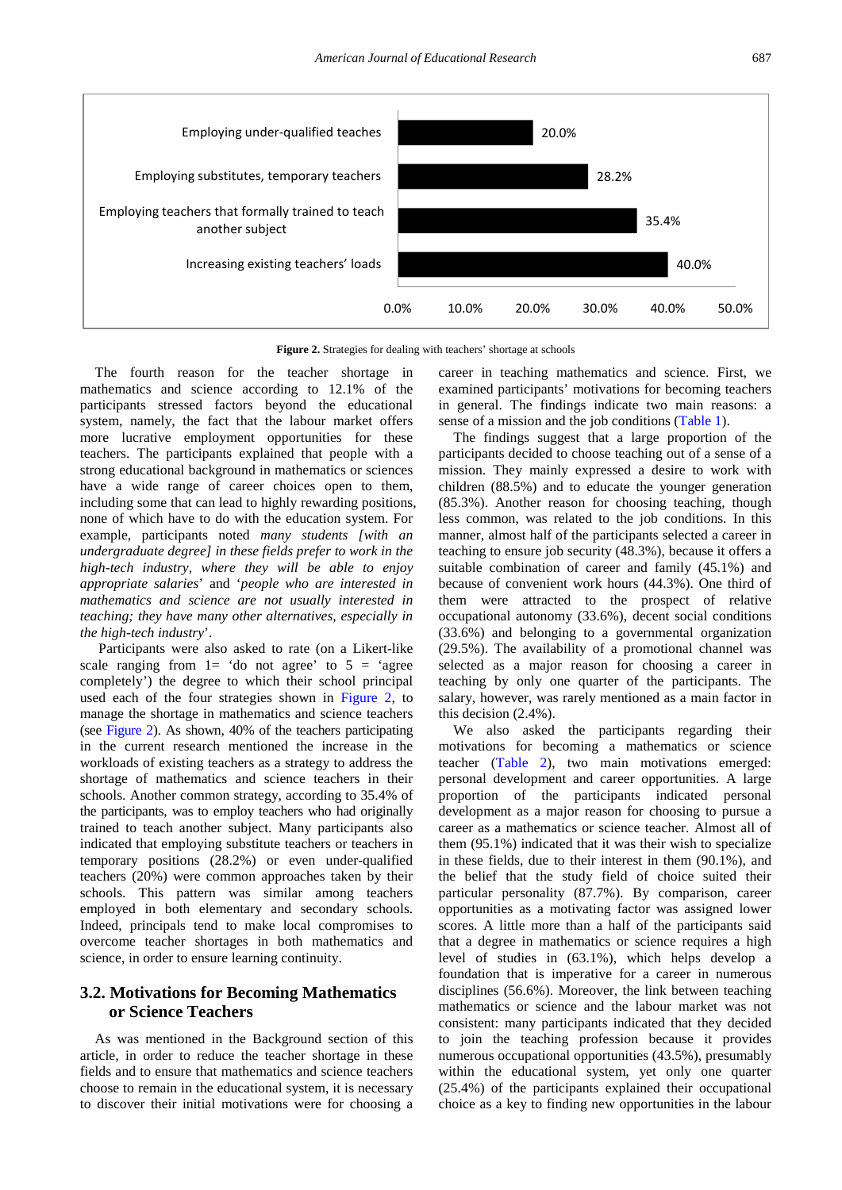| Strategy | Percentage |
|---|---|
| Employing under-qualified teaches | 20.0% |
| Employing substitutes, temporary teachers | 28.2% |
| Employing teachers that formally trained to teach another subject | 35.4% |
| Increasing existing teachers' loads | 40.0% |

**Figure 2.** Strategies for dealing with teachers' shortage at schools

The fourth reason for the teacher shortage in mathematics and science according to 12.1% of the participants stressed factors beyond the educational system, namely, the fact that the labour market offers more lucrative employment opportunities for these teachers. The participants explained that people with a strong educational background in mathematics or sciences have a wide range of career choices open to them, including some that can lead to highly rewarding positions, none of which have to do with the education system. For example, participants noted *many students [with an undergraduate degree] in these fields prefer to work in the high-tech industry, where they will be able to enjoy appropriate salaries*' and '*people who are interested in mathematics and science are not usually interested in teaching; they have many other alternatives, especially in the high-tech industry*'.

Participants were also asked to rate (on a Likert-like scale ranging from 1= 'do not agree' to 5 = 'agree completely') the degree to which their school principal used each of the four strategies shown in Figure 2, to manage the shortage in mathematics and science teachers (see Figure 2). As shown, 40% of the teachers participating in the current research mentioned the increase in the workloads of existing teachers as a strategy to address the shortage of mathematics and science teachers in their schools. Another common strategy, according to 35.4% of the participants, was to employ teachers who had originally trained to teach another subject. Many participants also indicated that employing substitute teachers or teachers in temporary positions (28.2%) or even under-qualified teachers (20%) were common approaches taken by their schools. This pattern was similar among teachers employed in both elementary and secondary schools. Indeed, principals tend to make local compromises to overcome teacher shortages in both mathematics and science, in order to ensure learning continuity.

## 3.2. Motivations for Becoming Mathematics or Science Teachers

As was mentioned in the Background section of this article, in order to reduce the teacher shortage in these fields and to ensure that mathematics and science teachers choose to remain in the educational system, it is necessary to discover their initial motivations were for choosing a career in teaching mathematics and science. First, we examined participants' motivations for becoming teachers in general. The findings indicate two main reasons: a sense of a mission and the job conditions (Table 1).

The findings suggest that a large proportion of the participants decided to choose teaching out of a sense of a mission. They mainly expressed a desire to work with children (88.5%) and to educate the younger generation (85.3%). Another reason for choosing teaching, though less common, was related to the job conditions. In this manner, almost half of the participants selected a career in teaching to ensure job security (48.3%), because it offers a suitable combination of career and family (45.1%) and because of convenient work hours (44.3%). One third of them were attracted to the prospect of relative occupational autonomy (33.6%), decent social conditions (33.6%) and belonging to a governmental organization (29.5%). The availability of a promotional channel was selected as a major reason for choosing a career in teaching by only one quarter of the participants. The salary, however, was rarely mentioned as a main factor in this decision (2.4%).

We also asked the participants regarding their motivations for becoming a mathematics or science teacher (Table 2), two main motivations emerged: personal development and career opportunities. A large proportion of the participants indicated personal development as a major reason for choosing to pursue a career as a mathematics or science teacher. Almost all of them (95.1%) indicated that it was their wish to specialize in these fields, due to their interest in them (90.1%), and the belief that the study field of choice suited their particular personality (87.7%). By comparison, career opportunities as a motivating factor was assigned lower scores. A little more than a half of the participants said that a degree in mathematics or science requires a high level of studies in (63.1%), which helps develop a foundation that is imperative for a career in numerous disciplines (56.6%). Moreover, the link between teaching mathematics or science and the labour market was not consistent: many participants indicated that they decided to join the teaching profession because it provides numerous occupational opportunities (43.5%), presumably within the educational system, yet only one quarter (25.4%) of the participants explained their occupational choice as a key to finding new opportunities in the labour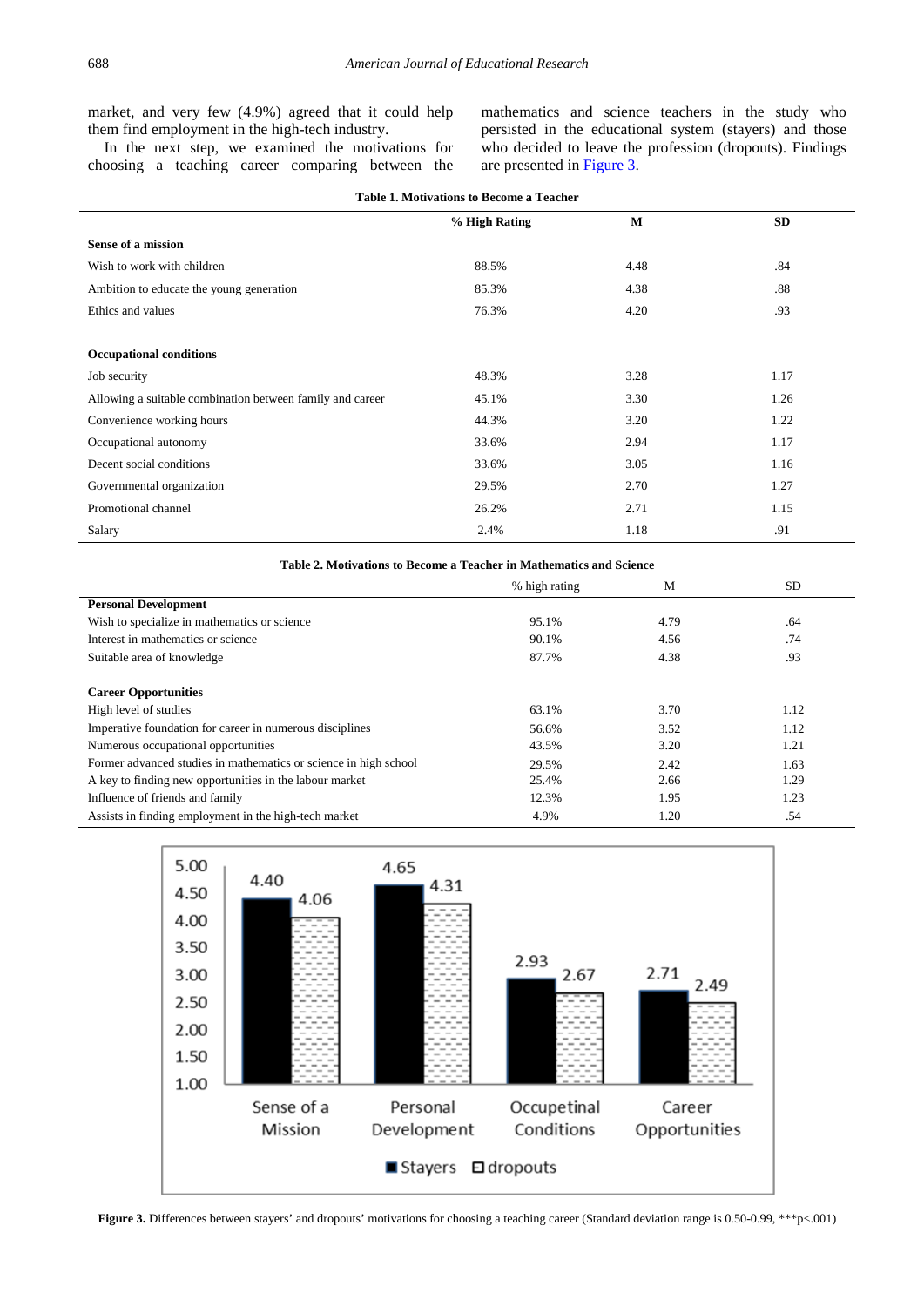market, and very few (4.9%) agreed that it could help them find employment in the high-tech industry.

In the next step, we examined the motivations for choosing a teaching career comparing between the mathematics and science teachers in the study who persisted in the educational system (stayers) and those who decided to leave the profession (dropouts). Findings are presented in Figure 3.

**Table 1. Motivations to Become a Teacher**

| | % High Rating | M | SD |
|---|---|---|---|
| **Sense of a mission** | | | |
| Wish to work with children | 88.5% | 4.48 | .84 |
| Ambition to educate the young generation | 85.3% | 4.38 | .88 |
| Ethics and values | 76.3% | 4.20 | .93 |
| **Occupational conditions** | | | |
| Job security | 48.3% | 3.28 | 1.17 |
| Allowing a suitable combination between family and career | 45.1% | 3.30 | 1.26 |
| Convenience working hours | 44.3% | 3.20 | 1.22 |
| Occupational autonomy | 33.6% | 2.94 | 1.17 |
| Decent social conditions | 33.6% | 3.05 | 1.16 |
| Governmental organization | 29.5% | 2.70 | 1.27 |
| Promotional channel | 26.2% | 2.71 | 1.15 |
| Salary | 2.4% | 1.18 | .91 |

**Table 2. Motivations to Become a Teacher in Mathematics and Science**

| | % high rating | M | SD |
|---|---|---|---|
| **Personal Development** | | | |
| Wish to specialize in mathematics or science | 95.1% | 4.79 | .64 |
| Interest in mathematics or science | 90.1% | 4.56 | .74 |
| Suitable area of knowledge | 87.7% | 4.38 | .93 |
| **Career Opportunities** | | | |
| High level of studies | 63.1% | 3.70 | 1.12 |
| Imperative foundation for career in numerous disciplines | 56.6% | 3.52 | 1.12 |
| Numerous occupational opportunities | 43.5% | 3.20 | 1.21 |
| Former advanced studies in mathematics or science in high school | 29.5% | 2.42 | 1.63 |
| A key to finding new opportunities in the labour market | 25.4% | 2.66 | 1.29 |
| Influence of friends and family | 12.3% | 1.95 | 1.23 |
| Assists in finding employment in the high-tech market | 4.9% | 1.20 | .54 |

| | Stayers | dropouts |
|---|---|---|
| Sense of a Mission | 4.40 | 4.06 |
| Personal Development | 4.65 | 4.31 |
| Occupetinal Conditions | 2.93 | 2.67 |
| Career Opportunities | 2.71 | 2.49 |

**Figure 3.** Differences between stayers' and dropouts' motivations for choosing a teaching career (Standard deviation range is 0.50-0.99, ***p<.001)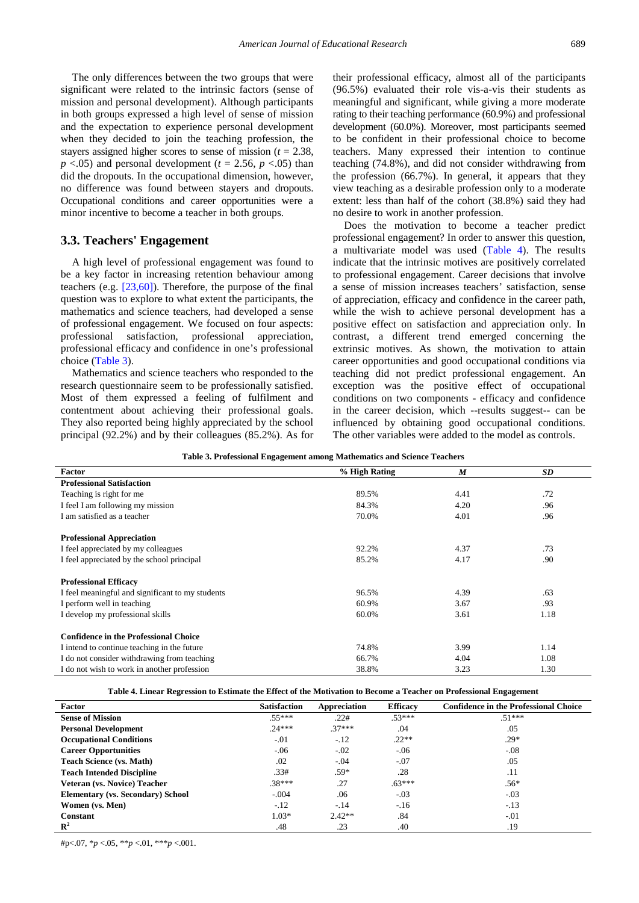The only differences between the two groups that were significant were related to the intrinsic factors (sense of mission and personal development). Although participants in both groups expressed a high level of sense of mission and the expectation to experience personal development when they decided to join the teaching profession, the stayers assigned higher scores to sense of mission ($t$ = 2.38, $p$ <.05) and personal development ($t$ = 2.56, $p$ <.05) than did the dropouts. In the occupational dimension, however, no difference was found between stayers and dropouts. Occupational conditions and career opportunities were a minor incentive to become a teacher in both groups.

## 3.3. Teachers' Engagement

A high level of professional engagement was found to be a key factor in increasing retention behaviour among teachers (e.g. [23,60]). Therefore, the purpose of the final question was to explore to what extent the participants, the mathematics and science teachers, had developed a sense of professional engagement. We focused on four aspects: professional satisfaction, professional appreciation, professional efficacy and confidence in one's professional choice (Table 3).

Mathematics and science teachers who responded to the research questionnaire seem to be professionally satisfied. Most of them expressed a feeling of fulfilment and contentment about achieving their professional goals. They also reported being highly appreciated by the school principal (92.2%) and by their colleagues (85.2%). As for their professional efficacy, almost all of the participants (96.5%) evaluated their role vis-a-vis their students as meaningful and significant, while giving a more moderate rating to their teaching performance (60.9%) and professional development (60.0%). Moreover, most participants seemed to be confident in their professional choice to become teachers. Many expressed their intention to continue teaching (74.8%), and did not consider withdrawing from the profession (66.7%). In general, it appears that they view teaching as a desirable profession only to a moderate extent: less than half of the cohort (38.8%) said they had no desire to work in another profession.

Does the motivation to become a teacher predict professional engagement? In order to answer this question, a multivariate model was used (Table 4). The results indicate that the intrinsic motives are positively correlated to professional engagement. Career decisions that involve a sense of mission increases teachers' satisfaction, sense of appreciation, efficacy and confidence in the career path, while the wish to achieve personal development has a positive effect on satisfaction and appreciation only. In contrast, a different trend emerged concerning the extrinsic motives. As shown, the motivation to attain career opportunities and good occupational conditions via teaching did not predict professional engagement. An exception was the positive effect of occupational conditions on two components - efficacy and confidence in the career decision, which --results suggest-- can be influenced by obtaining good occupational conditions. The other variables were added to the model as controls.

**Table 3. Professional Engagement among Mathematics and Science Teachers**

| Factor | % High Rating | *M* | *SD* |
|---|---|---|---|
| **Professional Satisfaction** | | | |
| Teaching is right for me | 89.5% | 4.41 | .72 |
| I feel I am following my mission | 84.3% | 4.20 | .96 |
| I am satisfied as a teacher | 70.0% | 4.01 | .96 |
| **Professional Appreciation** | | | |
| I feel appreciated by my colleagues | 92.2% | 4.37 | .73 |
| I feel appreciated by the school principal | 85.2% | 4.17 | .90 |
| **Professional Efficacy** | | | |
| I feel meaningful and significant to my students | 96.5% | 4.39 | .63 |
| I perform well in teaching | 60.9% | 3.67 | .93 |
| I develop my professional skills | 60.0% | 3.61 | 1.18 |
| **Confidence in the Professional Choice** | | | |
| I intend to continue teaching in the future | 74.8% | 3.99 | 1.14 |
| I do not consider withdrawing from teaching | 66.7% | 4.04 | 1.08 |
| I do not wish to work in another profession | 38.8% | 3.23 | 1.30 |

**Table 4. Linear Regression to Estimate the Effect of the Motivation to Become a Teacher on Professional Engagement**

| Factor | Satisfaction | Appreciation | Efficacy | Confidence in the Professional Choice |
|---|---|---|---|---|
| **Sense of Mission** | .55*** | .22# | .53*** | .51*** |
| **Personal Development** | .24*** | .37*** | .04 | .05 |
| **Occupational Conditions** | -.01 | -.12 | .22** | .29* |
| **Career Opportunities** | -.06 | -.02 | -.06 | -.08 |
| **Teach Science (vs. Math)** | .02 | -.04 | -.07 | .05 |
| **Teach Intended Discipline** | .33# | .59* | .28 | .11 |
| **Veteran (vs. Novice) Teacher** | .38*** | .27 | .63*** | .56* |
| **Elementary (vs. Secondary) School** | -.004 | .06 | -.03 | -.03 |
| **Women (vs. Men)** | -.12 | -.14 | -.16 | -.13 |
| **Constant** | 1.03* | 2.42** | .84 | -.01 |
| $\mathbf{R^2}$ | .48 | .23 | .40 | .19 |

#p<.07, *$p$ <.05, **$p$ <.01, ***$p$ <.001.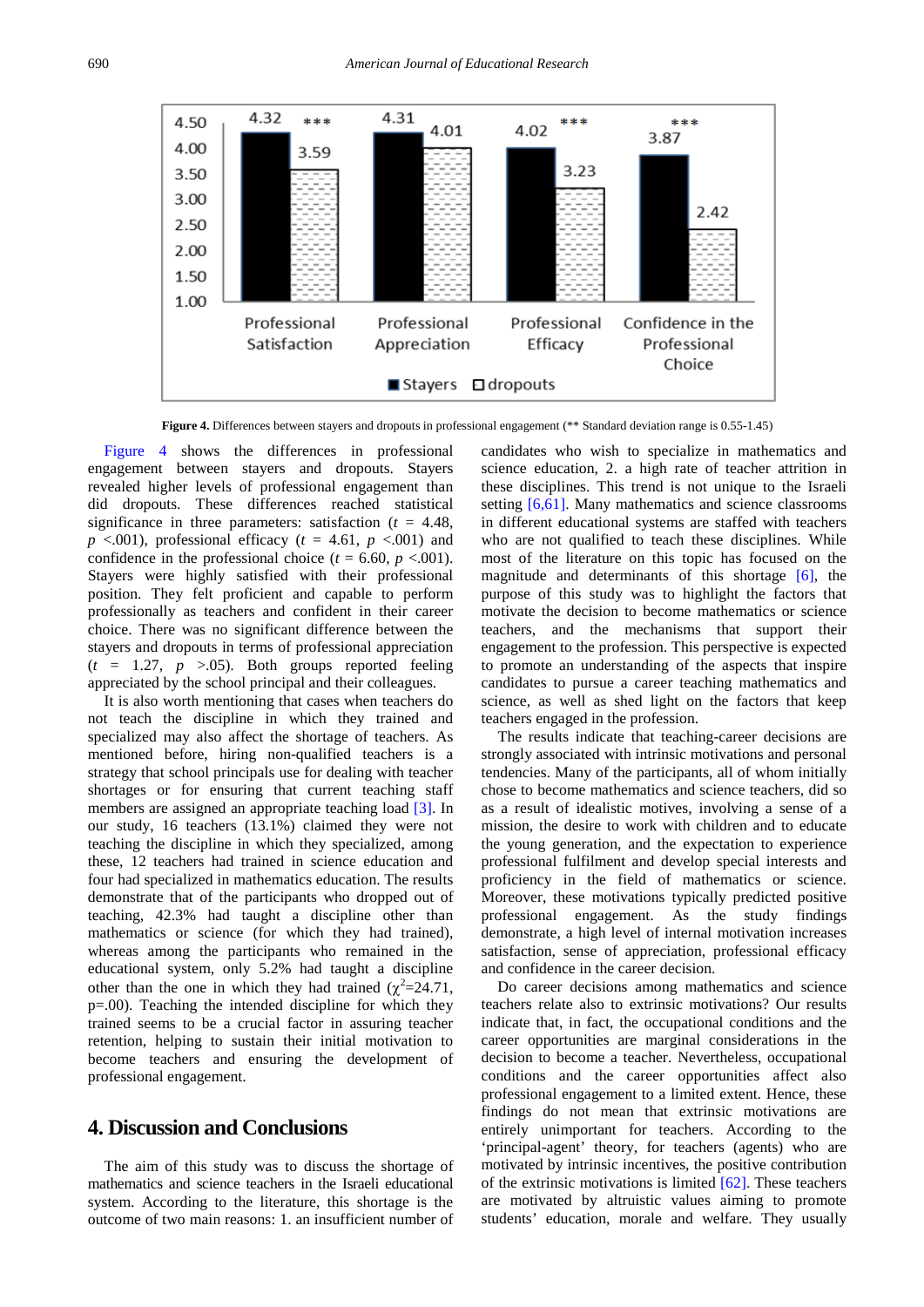**Figure 4.** Differences between stayers and dropouts in professional engagement (** Standard deviation range is 0.55-1.45)

Figure 4 shows the differences in professional engagement between stayers and dropouts. Stayers revealed higher levels of professional engagement than did dropouts. These differences reached statistical significance in three parameters: satisfaction ($t$ = 4.48, $p$ <.001), professional efficacy ($t$ = 4.61, $p$ <.001) and confidence in the professional choice ($t$ = 6.60, $p$ <.001). Stayers were highly satisfied with their professional position. They felt proficient and capable to perform professionally as teachers and confident in their career choice. There was no significant difference between the stayers and dropouts in terms of professional appreciation ($t$ = 1.27, $p$ >.05). Both groups reported feeling appreciated by the school principal and their colleagues.

It is also worth mentioning that cases when teachers do not teach the discipline in which they trained and specialized may also affect the shortage of teachers. As mentioned before, hiring non-qualified teachers is a strategy that school principals use for dealing with teacher shortages or for ensuring that current teaching staff members are assigned an appropriate teaching load [3]. In our study, 16 teachers (13.1%) claimed they were not teaching the discipline in which they specialized, among these, 12 teachers had trained in science education and four had specialized in mathematics education. The results demonstrate that of the participants who dropped out of teaching, 42.3% had taught a discipline other than mathematics or science (for which they had trained), whereas among the participants who remained in the educational system, only 5.2% had taught a discipline other than the one in which they had trained ($\chi^2$=24.71, p=.00). Teaching the intended discipline for which they trained seems to be a crucial factor in assuring teacher retention, helping to sustain their initial motivation to become teachers and ensuring the development of professional engagement.

## 4. Discussion and Conclusions

The aim of this study was to discuss the shortage of mathematics and science teachers in the Israeli educational system. According to the literature, this shortage is the outcome of two main reasons: 1. an insufficient number of candidates who wish to specialize in mathematics and science education, 2. a high rate of teacher attrition in these disciplines. This trend is not unique to the Israeli setting [6,61]. Many mathematics and science classrooms in different educational systems are staffed with teachers who are not qualified to teach these disciplines. While most of the literature on this topic has focused on the magnitude and determinants of this shortage [6], the purpose of this study was to highlight the factors that motivate the decision to become mathematics or science teachers, and the mechanisms that support their engagement to the profession. This perspective is expected to promote an understanding of the aspects that inspire candidates to pursue a career teaching mathematics and science, as well as shed light on the factors that keep teachers engaged in the profession.

The results indicate that teaching-career decisions are strongly associated with intrinsic motivations and personal tendencies. Many of the participants, all of whom initially chose to become mathematics and science teachers, did so as a result of idealistic motives, involving a sense of a mission, the desire to work with children and to educate the young generation, and the expectation to experience professional fulfilment and develop special interests and proficiency in the field of mathematics or science. Moreover, these motivations typically predicted positive professional engagement. As the study findings demonstrate, a high level of internal motivation increases satisfaction, sense of appreciation, professional efficacy and confidence in the career decision.

Do career decisions among mathematics and science teachers relate also to extrinsic motivations? Our results indicate that, in fact, the occupational conditions and the career opportunities are marginal considerations in the decision to become a teacher. Nevertheless, occupational conditions and the career opportunities affect also professional engagement to a limited extent. Hence, these findings do not mean that extrinsic motivations are entirely unimportant for teachers. According to the 'principal-agent' theory, for teachers (agents) who are motivated by intrinsic incentives, the positive contribution of the extrinsic motivations is limited [62]. These teachers are motivated by altruistic values aiming to promote students' education, morale and welfare. They usually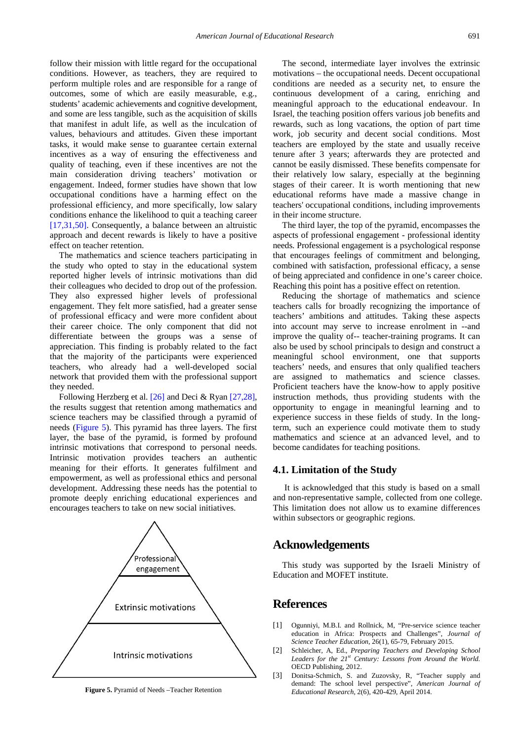follow their mission with little regard for the occupational conditions. However, as teachers, they are required to perform multiple roles and are responsible for a range of outcomes, some of which are easily measurable, e.g., students' academic achievements and cognitive development, and some are less tangible, such as the acquisition of skills that manifest in adult life, as well as the inculcation of values, behaviours and attitudes. Given these important tasks, it would make sense to guarantee certain external incentives as a way of ensuring the effectiveness and quality of teaching, even if these incentives are not the main consideration driving teachers' motivation or engagement. Indeed, former studies have shown that low occupational conditions have a harming effect on the professional efficiency, and more specifically, low salary conditions enhance the likelihood to quit a teaching career [17,31,50]. Consequently, a balance between an altruistic approach and decent rewards is likely to have a positive effect on teacher retention.

The mathematics and science teachers participating in the study who opted to stay in the educational system reported higher levels of intrinsic motivations than did their colleagues who decided to drop out of the profession. They also expressed higher levels of professional engagement. They felt more satisfied, had a greater sense of professional efficacy, and were more confident about their career choice. The only component that did not differentiate between the groups was a sense of appreciation. This finding is probably related to the fact that the majority of the participants were experienced teachers, who already had a well-developed social network that provided them with the professional support they needed.

Following Herzberg et al. [26] and Deci & Ryan [27,28], the results suggest that retention among mathematics and science teachers may be classified through a pyramid of needs (Figure 5). This pyramid has three layers. The first layer, the base of the pyramid, is formed by profound intrinsic motivations that correspond to personal needs. Intrinsic motivation provides teachers an authentic meaning for their efforts. It generates fulfilment and empowerment, as well as professional ethics and personal development. Addressing these needs has the potential to promote deeply enriching educational experiences and encourages teachers to take on new social initiatives.

Professional engagement

Extrinsic motivations

Intrinsic motivations

**Figure 5.** Pyramid of Needs –Teacher Retention

The second, intermediate layer involves the extrinsic motivations – the occupational needs. Decent occupational conditions are needed as a security net, to ensure the continuous development of a caring, enriching and meaningful approach to the educational endeavour. In Israel, the teaching position offers various job benefits and rewards, such as long vacations, the option of part time work, job security and decent social conditions. Most teachers are employed by the state and usually receive tenure after 3 years; afterwards they are protected and cannot be easily dismissed. These benefits compensate for their relatively low salary, especially at the beginning stages of their career. It is worth mentioning that new educational reforms have made a massive change in teachers' occupational conditions, including improvements in their income structure.

The third layer, the top of the pyramid, encompasses the aspects of professional engagement - professional identity needs. Professional engagement is a psychological response that encourages feelings of commitment and belonging, combined with satisfaction, professional efficacy, a sense of being appreciated and confidence in one's career choice. Reaching this point has a positive effect on retention.

Reducing the shortage of mathematics and science teachers calls for broadly recognizing the importance of teachers' ambitions and attitudes. Taking these aspects into account may serve to increase enrolment in --and improve the quality of-- teacher-training programs. It can also be used by school principals to design and construct a meaningful school environment, one that supports teachers' needs, and ensures that only qualified teachers are assigned to mathematics and science classes. Proficient teachers have the know-how to apply positive instruction methods, thus providing students with the opportunity to engage in meaningful learning and to experience success in these fields of study. In the long-term, such an experience could motivate them to study mathematics and science at an advanced level, and to become candidates for teaching positions.

### 4.1. Limitation of the Study

It is acknowledged that this study is based on a small and non-representative sample, collected from one college. This limitation does not allow us to examine differences within subsectors or geographic regions.

## Acknowledgements

This study was supported by the Israeli Ministry of Education and MOFET institute.

## References

[1] Ogunniyi, M.B.I. and Rollnick, M, "Pre-service science teacher education in Africa: Prospects and Challenges", *Journal of Science Teacher Education*, 26(1), 65-79, February 2015.

[2] Schleicher, A, Ed., *Preparing Teachers and Developing School Leaders for the 21st Century: Lessons from Around the World.* OECD Publishing, 2012.

[3] Donitsa-Schmich, S. and Zuzovsky, R, "Teacher supply and demand: The school level perspective", *American Journal of Educational Research*, 2(6), 420-429, April 2014.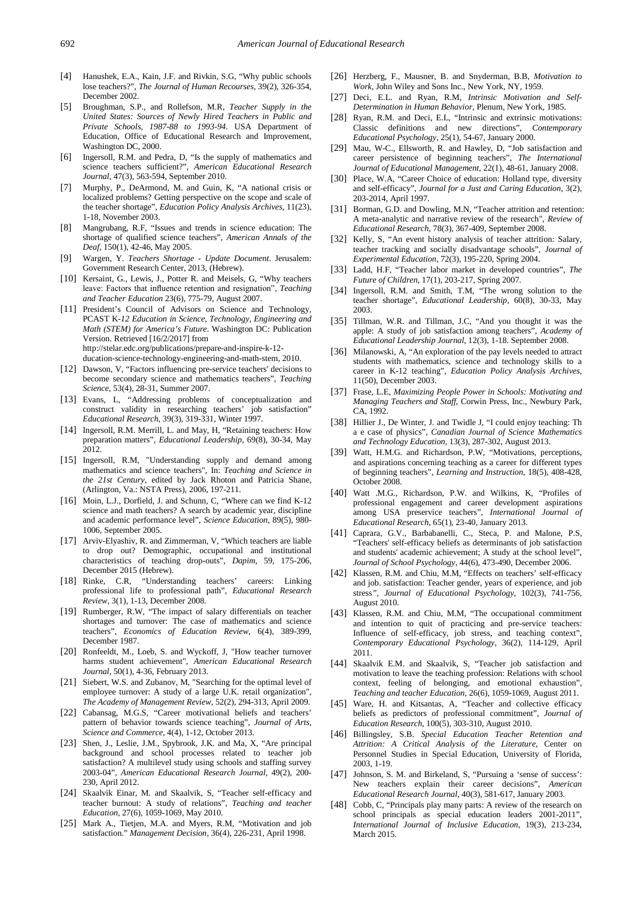[4] Hanushek, E.A., Kain, J.F. and Rivkin, S.G, "Why public schools lose teachers?", *The Journal of Human Recourses*, 39(2), 326-354, December 2002.

[5] Broughman, S.P., and Rollefson, M.R, *Teacher Supply in the United States: Sources of Newly Hired Teachers in Public and Private Schools, 1987-88 to 1993-94*. USA Department of Education, Office of Educational Research and Improvement, Washington DC, 2000.

[6] Ingersoll, R.M. and Pedra, D, "Is the supply of mathematics and science teachers sufficient?", *American Educational Research Journal*, 47(3), 563-594, September 2010.

[7] Murphy, P., DeArmond, M. and Guin, K, "A national crisis or localized problems? Getting perspective on the scope and scale of the teacher shortage", *Education Policy Analysis Archives*, 11(23), 1-18, November 2003.

[8] Mangrubang, R.F, "Issues and trends in science education: The shortage of qualified science teachers", *American Annals of the Deaf*, 150(1), 42-46, May 2005.

[9] Wargen, Y. *Teachers Shortage - Update Document*. Jerusalem: Government Research Center, 2013, (Hebrew).

[10] Kersaint, G., Lewis, J., Potter R. and Meisels, G, "Why teachers leave: Factors that influence retention and resignation", *Teaching and Teacher Education* 23(6), 775-79, August 2007.

[11] President's Council of Advisors on Science and Technology, PCAST K-*12 Education in Science, Technology, Engineering and Math (STEM) for America's Future*. Washington DC: Publication Version. Retrieved [16/2/2017] from http://stelar.edc.org/publications/prepare-and-inspire-k-12-ducation-science-technology-engineering-and-math-stem, 2010.

[12] Dawson, V, "Factors influencing pre-service teachers' decisions to become secondary science and mathematics teachers", *Teaching Science*, 53(4), 28-31, Summer 2007.

[13] Evans, L, "Addressing problems of conceptualization and construct validity in researching teachers' job satisfaction" *Educational Research*, 39(3), 319-331, Winter 1997.

[14] Ingersoll, R.M. Merrill, L. and May, H, "Retaining teachers: How preparation matters", *Educational Leadership*, 69(8), 30-34, May 2012.

[15] Ingersoll, R.M, "Understanding supply and demand among mathematics and science teachers", In: *Teaching and Science in the 21st Century*, edited by Jack Rhoton and Patricia Shane, (Arlington, Va.: NSTA Press), 2006, 197-211.

[16] Moin, L.J., Dorfield, J. and Schunn, C, "Where can we find K-12 science and math teachers? A search by academic year, discipline and academic performance level", *Science Education*, 89(5), 980-1006, September 2005.

[17] Arviv-Elyashiv, R. and Zimmerman, V, "Which teachers are liable to drop out? Demographic, occupational and institutional characteristics of teaching drop-outs", *Dapim*, 59, 175-206, December 2015 (Hebrew).

[18] Rinke, C.R, "Understanding teachers' careers: Linking professional life to professional path", *Educational Research Review*, 3(1), 1-13, December 2008.

[19] Rumberger, R.W, "The impact of salary differentials on teacher shortages and turnover: The case of mathematics and science teachers", *Economics of Education Review*, 6(4), 389-399, December 1987.

[20] Ronfeeldt, M., Loeb, S. and Wyckoff, J, "How teacher turnover harms student achievement", *American Educational Research Journal*, 50(1), 4-36, February 2013.

[21] Siebert, W.S. and Zubanov, M, "Searching for the optimal level of employee turnover: A study of a large U.K. retail organization", *The Academy of Management Review*, 52(2), 294-313, April 2009.

[22] Cabansag, M.G.S, "Career motivational beliefs and teachers' pattern of behavior towards science teaching", *Journal of Arts, Science and Commerce*, 4(4), 1-12, October 2013.

[23] Shen, J., Leslie, J.M., Spybrook, J.K. and Ma, X, "Are principal background and school processes related to teacher job satisfaction? A multilevel study using schools and staffing survey 2003-04", *American Educational Research Journal*, 49(2), 200-230, April 2012.

[24] Skaalvik Einar, M. and Skaalvik, S, "Teacher self-efficacy and teacher burnout: A study of relations", *Teaching and teacher Education*, 27(6), 1059-1069, May 2010.

[25] Mark A., Tietjen, M.A. and Myers, R.M, "Motivation and job satisfaction." *Management Decision*, 36(4), 226-231, April 1998.

[26] Herzberg, F., Mausner, B. and Snyderman, B.B, *Motivation to Work*, John Wiley and Sons Inc., New York, NY, 1959.

[27] Deci, E.L. and Ryan, R.M, *Intrinsic Motivation and Self-Determination in Human Behavior*, Plenum, New York, 1985.

[28] Ryan, R.M. and Deci, E.L, "Intrinsic and extrinsic motivations: Classic definitions and new directions", *Contemporary Educational Psychology*, 25(1), 54-67, January 2000.

[29] Mau, W-C., Ellsworth, R. and Hawley, D, "Job satisfaction and career persistence of beginning teachers", *The International Journal of Educational Management*, 22(1), 48-61, January 2008.

[30] Place, W.A, "Career Choice of education: Holland type, diversity and self-efficacy", *Journal for a Just and Caring Education*, 3(2), 203-2014, April 1997.

[31] Borman, G.D. and Dowling, M.N, "Teacher attrition and retention: A meta-analytic and narrative review of the research", *Review of Educational Research*, 78(3), 367-409, September 2008.

[32] Kelly, S, "An event history analysis of teacher attrition: Salary, teacher tracking and socially disadvantage schools", *Journal of Experimental Education*, 72(3), 195-220, Spring 2004.

[33] Ladd, H.F, "Teacher labor market in developed countries", *The Future of Children*, 17(1), 203-217, Spring 2007.

[34] Ingersoll, R.M. and Smith, T.M, "The wrong solution to the teacher shortage", *Educational Leadership*, 60(8), 30-33, May 2003.

[35] Tillman, W.R. and Tillman, J.C, "And you thought it was the apple: A study of job satisfaction among teachers", *Academy of Educational Leadership Journal*, 12(3), 1-18. September 2008.

[36] Milanowski, A, "An exploration of the pay levels needed to attract students with mathematics, science and technology skills to a career in K-12 teaching", *Education Policy Analysis Archives*, 11(50), December 2003.

[37] Frase, L.E, *Maximizing People Power in Schools: Motivating and Managing Teachers and Staff*, Corwin Press, Inc., Newbury Park, CA, 1992.

[38] Hillier J., De Winter, J. and Twidle J, "I could enjoy teaching: Th a e case of physics", *Canadian Journal of Science Mathematics and Technology Education*, 13(3), 287-302, August 2013.

[39] Watt, H.M.G. and Richardson, P.W, "Motivations, perceptions, and aspirations concerning teaching as a career for different types of beginning teachers", *Learning and Instruction*, 18(5), 408-428, October 2008.

[40] Watt .M.G., Richardson, P.W. and Wilkins, K, "Profiles of professional engagement and career development aspirations among USA preservice teachers", *International Journal of Educational Research*, 65(1), 23-40, January 2013.

[41] Caprara, G.V., Barbabanelli, C., Steca, P. and Malone, P.S, "Teachers' self-efficacy beliefs as determinants of job satisfaction and students' academic achievement; A study at the school level", *Journal of School Psychology*, 44(6), 473-490, December 2006.

[42] Klassen, R.M. and Chiu, M.M, "Effects on teachers' self-efficacy and job. satisfaction: Teacher gender, years of experience, and job stress", *Journal of Educational Psychology*, 102(3), 741-756, August 2010.

[43] Klassen, R.M. and Chiu, M.M, "The occupational commitment and intention to quit of practicing and pre-service teachers: Influence of self-efficacy, job stress, and teaching context", *Contemporary Educational Psychology*, 36(2), 114-129, April 2011.

[44] Skaalvik E.M. and Skaalvik, S, "Teacher job satisfaction and motivation to leave the teaching profession: Relations with school context, feeling of belonging, and emotional exhaustion", *Teaching and teacher Education*, 26(6), 1059-1069, August 2011.

[45] Ware, H. and Kitsantas, A, "Teacher and collective efficacy beliefs as predictors of professional commitment", *Journal of Education Research*, 100(5), 303-310, August 2010.

[46] Billingsley, S.B. *Special Education Teacher Retention and Attrition: A Critical Analysis of the Literature*, Center on Personnel Studies in Special Education, University of Florida, 2003, 1-19.

[47] Johnson, S. M. and Birkeland, S, "Pursuing a 'sense of success': New teachers explain their career decisions", *American Educational Research Journal*, 40(3), 581-617, January 2003.

[48] Cobb, C, "Principals play many parts: A review of the research on school principals as special education leaders 2001-2011", *International Journal of Inclusive Education*, 19(3), 213-234, March 2015.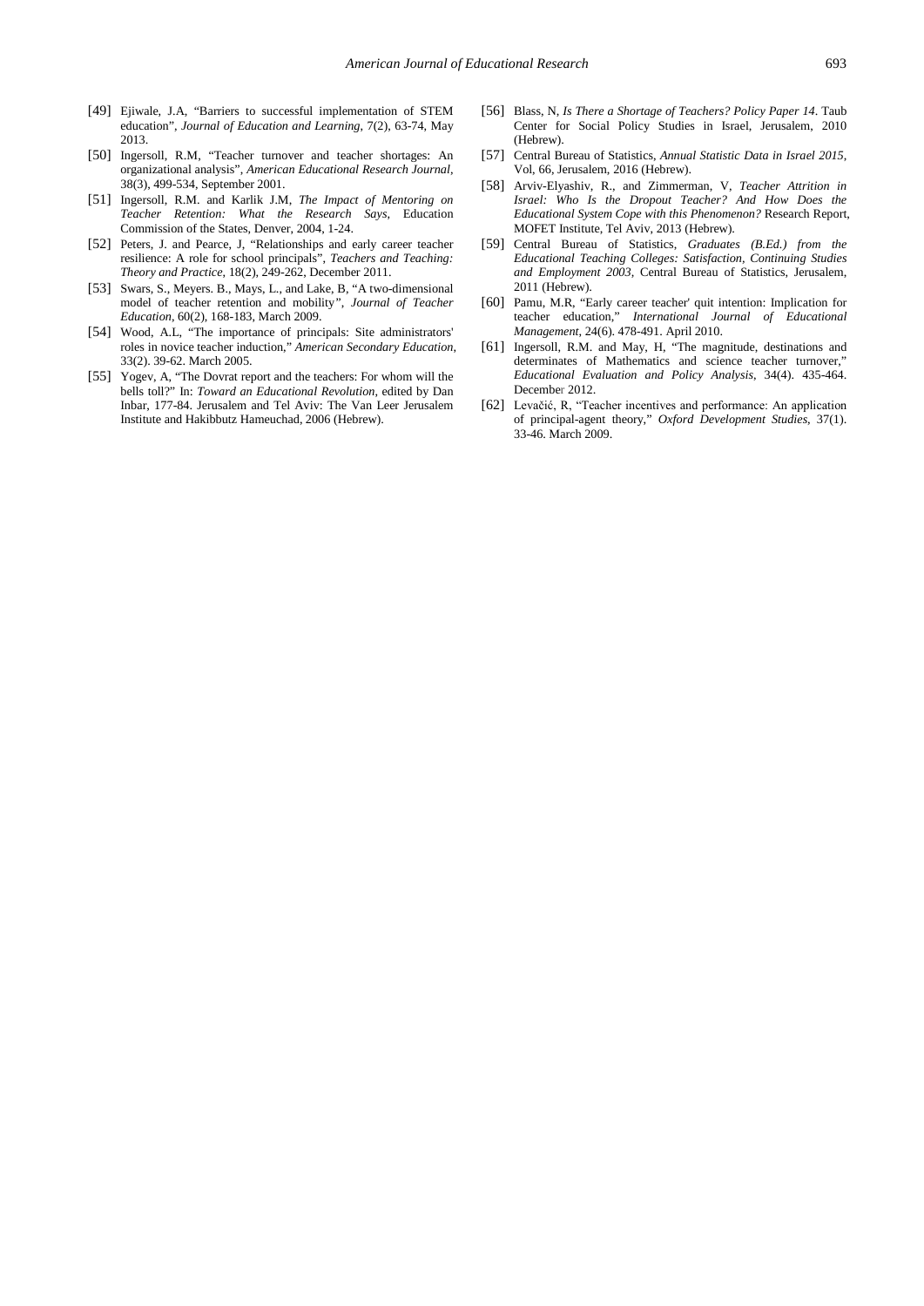[49] Ejiwale, J.A, "Barriers to successful implementation of STEM education", *Journal of Education and Learning*, 7(2), 63-74, May 2013.

[50] Ingersoll, R.M, "Teacher turnover and teacher shortages: An organizational analysis", *American Educational Research Journal*, 38(3), 499-534, September 2001.

[51] Ingersoll, R.M. and Karlik J.M, *The Impact of Mentoring on Teacher Retention: What the Research Says*, Education Commission of the States, Denver, 2004, 1-24.

[52] Peters, J. and Pearce, J, "Relationships and early career teacher resilience: A role for school principals", *Teachers and Teaching: Theory and Practice*, 18(2), 249-262, December 2011.

[53] Swars, S., Meyers. B., Mays, L., and Lake, B, "A two-dimensional model of teacher retention and mobility", *Journal of Teacher Education*, 60(2), 168-183, March 2009.

[54] Wood, A.L, "The importance of principals: Site administrators' roles in novice teacher induction," *American Secondary Education*, 33(2). 39-62. March 2005.

[55] Yogev, A, "The Dovrat report and the teachers: For whom will the bells toll?" In: *Toward an Educational Revolution*, edited by Dan Inbar, 177-84. Jerusalem and Tel Aviv: The Van Leer Jerusalem Institute and Hakibbutz Hameuchad, 2006 (Hebrew).

[56] Blass, N, *Is There a Shortage of Teachers? Policy Paper 14*. Taub Center for Social Policy Studies in Israel, Jerusalem, 2010 (Hebrew).

[57] Central Bureau of Statistics, *Annual Statistic Data in Israel 2015*, Vol, 66, Jerusalem, 2016 (Hebrew).

[58] Arviv-Elyashiv, R., and Zimmerman, V, *Teacher Attrition in Israel: Who Is the Dropout Teacher? And How Does the Educational System Cope with this Phenomenon?* Research Report, MOFET Institute, Tel Aviv, 2013 (Hebrew).

[59] Central Bureau of Statistics, *Graduates (B.Ed.) from the Educational Teaching Colleges: Satisfaction, Continuing Studies and Employment 2003*, Central Bureau of Statistics, Jerusalem, 2011 (Hebrew).

[60] Pamu, M.R, "Early career teacher' quit intention: Implication for teacher education," *International Journal of Educational Management*, 24(6). 478-491. April 2010.

[61] Ingersoll, R.M. and May, H, "The magnitude, destinations and determinates of Mathematics and science teacher turnover," *Educational Evaluation and Policy Analysis*, 34(4). 435-464. December 2012.

[62] Levačić, R, "Teacher incentives and performance: An application of principal-agent theory," *Oxford Development Studies*, 37(1). 33-46. March 2009.